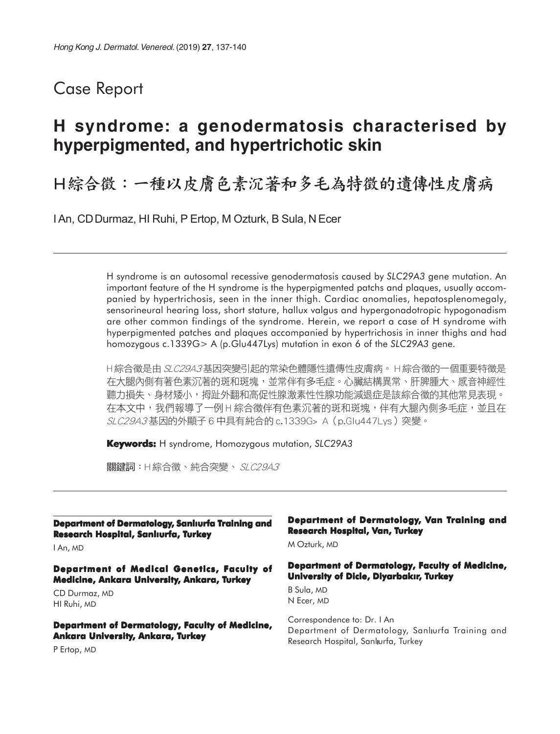## Case Report

# H syndrome: a genodermatosis characterised by hyperpigmented, and hypertrichotic skin

# H綜合徵：一種以皮膚色素沉著和多毛為特徵的遺傳性皮膚病

I An, CD Durmaz, HI Ruhi, P Ertop, M Ozturk, B Sula, N Ecer

H syndrome is an autosomal recessive genodermatosis caused by *SLC29A3* gene mutation. An important feature of the H syndrome is the hyperpigmented patchs and plaques, usually accompanied by hypertrichosis, seen in the inner thigh. Cardiac anomalies, hepatosplenomegaly, sensorineural hearing loss, short stature, hallux valgus and hypergonadotropic hypogonadism are other common findings of the syndrome. Herein, we report a case of H syndrome with hyperpigmented patches and plaques accompanied by hypertrichosis in inner thighs and had homozygous c.1339G> A (p.Glu447Lys) mutation in exon 6 of the *SLC29A3* gene.

H綜合徵是由 *SLC29A3* 基因突變引起的常染色體隱性遺傳性皮膚病。H綜合徵的一個重要特徵是在大腿內側有著色素沉著的斑和斑塊，並常伴有多毛症。心臟結構異常、肝脾腫大、感音神經性聽力損失、身材矮小，拇趾外翻和高促性腺激素性性腺功能減退症是該綜合徵的其他常見表現。在本文中，我們報導了一例H綜合徵伴有色素沉著的斑和斑塊，伴有大腿內側多毛症，並且在 *SLC29A3* 基因的外顯子6中具有純合的 c.1339G> A（p.Glu447Lys）突變。

**Keywords:** H syndrome, Homozygous mutation, *SLC29A3*

**關鍵詞**：H綜合徵、純合突變、*SLC29A3*

**Department of Dermatology, Sanlıurfa Training and Research Hospital, Sanlıurfa, Turkey**

I An, MD

**Department of Medical Genetics, Faculty of Medicine, Ankara University, Ankara, Turkey**

CD Durmaz, MD
HI Ruhi, MD

**Department of Dermatology, Faculty of Medicine, Ankara University, Ankara, Turkey**

P Ertop, MD

**Department of Dermatology, Van Training and Research Hospital, Van, Turkey**

M Ozturk, MD

**Department of Dermatology, Faculty of Medicine, University of Dicle, Diyarbakır, Turkey**

B Sula, MD
N Ecer, MD

Correspondence to: Dr. I An
Department of Dermatology, Sanlıurfa Training and Research Hospital, Sanlıurfa, Turkey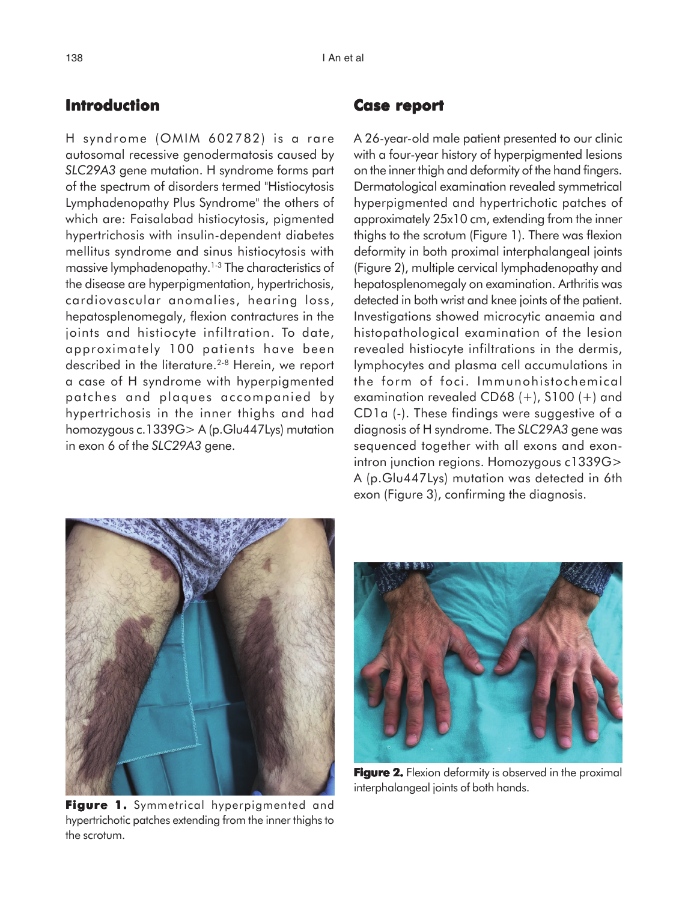## Introduction

H syndrome (OMIM 602782) is a rare autosomal recessive genodermatosis caused by *SLC29A3* gene mutation. H syndrome forms part of the spectrum of disorders termed "Histiocytosis Lymphadenopathy Plus Syndrome" the others of which are: Faisalabad histiocytosis, pigmented hypertrichosis with insulin-dependent diabetes mellitus syndrome and sinus histiocytosis with massive lymphadenopathy.[1-3] The characteristics of the disease are hyperpigmentation, hypertrichosis, cardiovascular anomalies, hearing loss, hepatosplenomegaly, flexion contractures in the joints and histiocyte infiltration. To date, approximately 100 patients have been described in the literature.[2-8] Herein, we report a case of H syndrome with hyperpigmented patches and plaques accompanied by hypertrichosis in the inner thighs and had homozygous c.1339G> A (p.Glu447Lys) mutation in exon 6 of the *SLC29A3* gene.

## Case report

A 26-year-old male patient presented to our clinic with a four-year history of hyperpigmented lesions on the inner thigh and deformity of the hand fingers. Dermatological examination revealed symmetrical hyperpigmented and hypertrichotic patches of approximately 25x10 cm, extending from the inner thighs to the scrotum (Figure 1). There was flexion deformity in both proximal interphalangeal joints (Figure 2), multiple cervical lymphadenopathy and hepatosplenomegaly on examination. Arthritis was detected in both wrist and knee joints of the patient. Investigations showed microcytic anaemia and histopathological examination of the lesion revealed histiocyte infiltrations in the dermis, lymphocytes and plasma cell accumulations in the form of foci. Immunohistochemical examination revealed CD68 (+), S100 (+) and CD1a (-). These findings were suggestive of a diagnosis of H syndrome. The *SLC29A3* gene was sequenced together with all exons and exon-intron junction regions. Homozygous c1339G> A (p.Glu447Lys) mutation was detected in 6th exon (Figure 3), confirming the diagnosis.

**Figure 1.** Symmetrical hyperpigmented and hypertrichotic patches extending from the inner thighs to the scrotum.

**Figure 2.** Flexion deformity is observed in the proximal interphalangeal joints of both hands.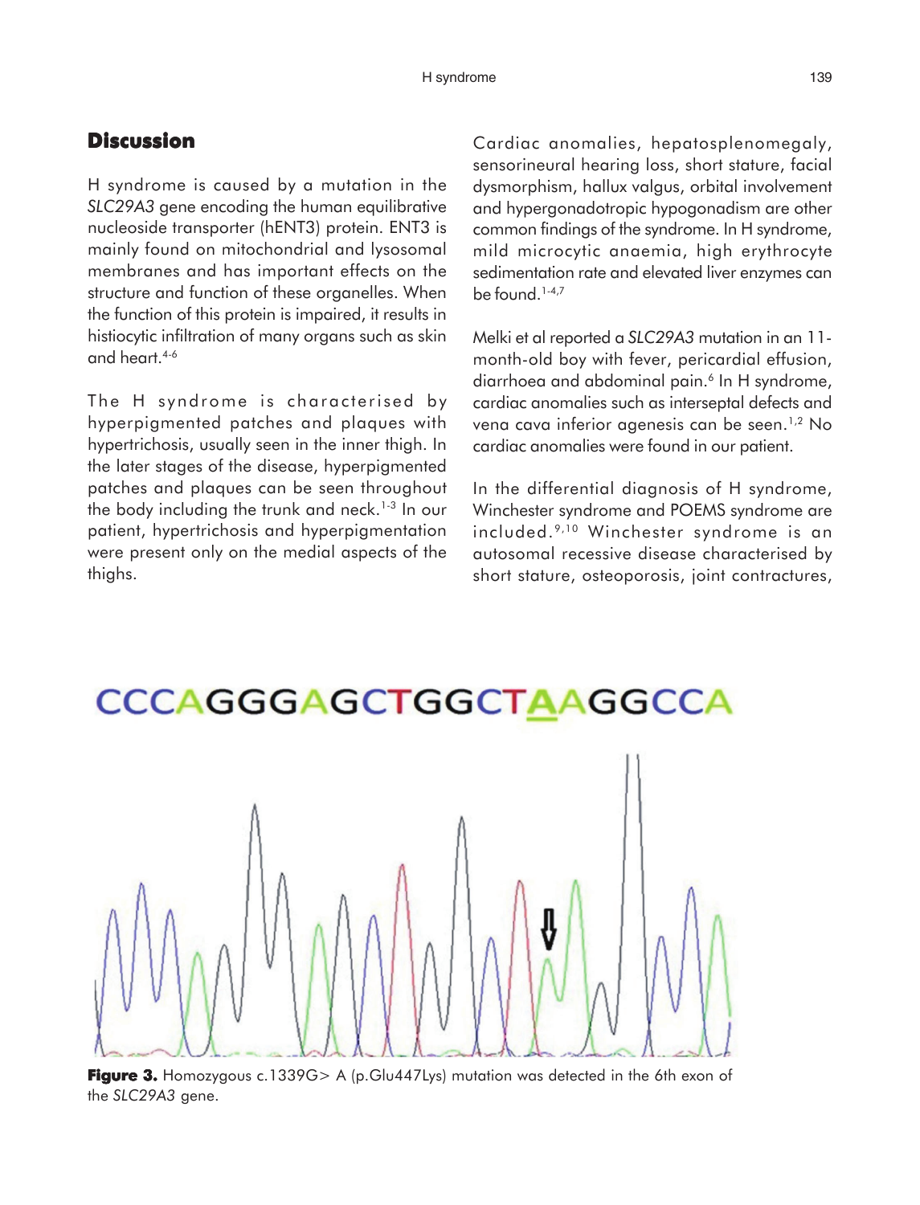## Discussion

H syndrome is caused by a mutation in the *SLC29A3* gene encoding the human equilibrative nucleoside transporter (hENT3) protein. ENT3 is mainly found on mitochondrial and lysosomal membranes and has important effects on the structure and function of these organelles. When the function of this protein is impaired, it results in histiocytic infiltration of many organs such as skin and heart.[4-6]

The H syndrome is characterised by hyperpigmented patches and plaques with hypertrichosis, usually seen in the inner thigh. In the later stages of the disease, hyperpigmented patches and plaques can be seen throughout the body including the trunk and neck.[1-3] In our patient, hypertrichosis and hyperpigmentation were present only on the medial aspects of the thighs.

Cardiac anomalies, hepatosplenomegaly, sensorineural hearing loss, short stature, facial dysmorphism, hallux valgus, orbital involvement and hypergonadotropic hypogonadism are other common findings of the syndrome. In H syndrome, mild microcytic anaemia, high erythrocyte sedimentation rate and elevated liver enzymes can be found.[1-4,7]

Melki et al reported a *SLC29A3* mutation in an 11-month-old boy with fever, pericardial effusion, diarrhoea and abdominal pain.[6] In H syndrome, cardiac anomalies such as interseptal defects and vena cava inferior agenesis can be seen.[1,2] No cardiac anomalies were found in our patient.

In the differential diagnosis of H syndrome, Winchester syndrome and POEMS syndrome are included.[9,10] Winchester syndrome is an autosomal recessive disease characterised by short stature, osteoporosis, joint contractures,

CCCAGGGAGCTGGCTAAGGCCA

**Figure 3.** Homozygous c.1339G> A (p.Glu447Lys) mutation was detected in the 6th exon of the *SLC29A3* gene.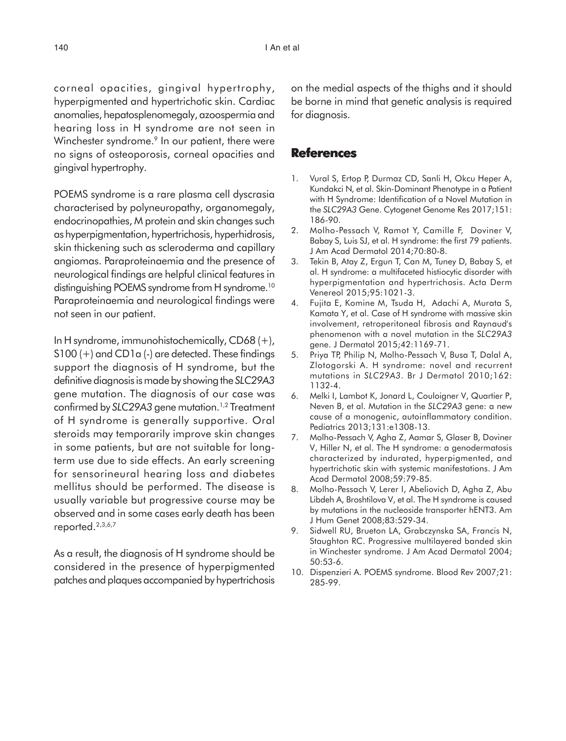corneal opacities, gingival hypertrophy, hyperpigmented and hypertrichotic skin. Cardiac anomalies, hepatosplenomegaly, azoospermia and hearing loss in H syndrome are not seen in Winchester syndrome.[9] In our patient, there were no signs of osteoporosis, corneal opacities and gingival hypertrophy.

POEMS syndrome is a rare plasma cell dyscrasia characterised by polyneuropathy, organomegaly, endocrinopathies, M protein and skin changes such as hyperpigmentation, hypertrichosis, hyperhidrosis, skin thickening such as scleroderma and capillary angiomas. Paraproteinaemia and the presence of neurological findings are helpful clinical features in distinguishing POEMS syndrome from H syndrome.[10] Paraproteinaemia and neurological findings were not seen in our patient.

In H syndrome, immunohistochemically, CD68 (+), S100 (+) and CD1a (-) are detected. These findings support the diagnosis of H syndrome, but the definitive diagnosis is made by showing the *SLC29A3* gene mutation. The diagnosis of our case was confirmed by *SLC29A3* gene mutation.[1,2] Treatment of H syndrome is generally supportive. Oral steroids may temporarily improve skin changes in some patients, but are not suitable for long-term use due to side effects. An early screening for sensorineural hearing loss and diabetes mellitus should be performed. The disease is usually variable but progressive course may be observed and in some cases early death has been reported.[2,3,6,7]

As a result, the diagnosis of H syndrome should be considered in the presence of hyperpigmented patches and plaques accompanied by hypertrichosis on the medial aspects of the thighs and it should be borne in mind that genetic analysis is required for diagnosis.

## References

1. Vural S, Ertop P, Durmaz CD, Sanli H, Okcu Heper A, Kundakci N, et al. Skin-Dominant Phenotype in a Patient with H Syndrome: Identification of a Novel Mutation in the *SLC29A3* Gene. Cytogenet Genome Res 2017;151: 186-90.
2. Molho-Pessach V, Ramot Y, Camille F, Doviner V, Babay S, Luis SJ, et al. H syndrome: the first 79 patients. J Am Acad Dermatol 2014;70:80-8.
3. Tekin B, Atay Z, Ergun T, Can M, Tuney D, Babay S, et al. H syndrome: a multifaceted histiocytic disorder with hyperpigmentation and hypertrichosis. Acta Derm Venereol 2015;95:1021-3.
4. Fujita E, Komine M, Tsuda H, Adachi A, Murata S, Kamata Y, et al. Case of H syndrome with massive skin involvement, retroperitoneal fibrosis and Raynaud's phenomenon with a novel mutation in the *SLC29A3* gene. J Dermatol 2015;42:1169-71.
5. Priya TP, Philip N, Molho-Pessach V, Busa T, Dalal A, Zlotogorski A. H syndrome: novel and recurrent mutations in *SLC29A3*. Br J Dermatol 2010;162: 1132-4.
6. Melki I, Lambot K, Jonard L, Couloigner V, Quartier P, Neven B, et al. Mutation in the *SLC29A3* gene: a new cause of a monogenic, autoinflammatory condition. Pediatrics 2013;131:e1308-13.
7. Molho-Pessach V, Agha Z, Aamar S, Glaser B, Doviner V, Hiller N, et al. The H syndrome: a genodermatosis characterized by indurated, hyperpigmented, and hypertrichotic skin with systemic manifestations. J Am Acad Dermatol 2008;59:79-85.
8. Molho-Pessach V, Lerer I, Abeliovich D, Agha Z, Abu Libdeh A, Broshtilova V, et al. The H syndrome is caused by mutations in the nucleoside transporter hENT3. Am J Hum Genet 2008;83:529-34.
9. Sidwell RU, Brueton LA, Grabczynska SA, Francis N, Staughton RC. Progressive multilayered banded skin in Winchester syndrome. J Am Acad Dermatol 2004; 50:53-6.
10. Dispenzieri A. POEMS syndrome. Blood Rev 2007;21: 285-99.